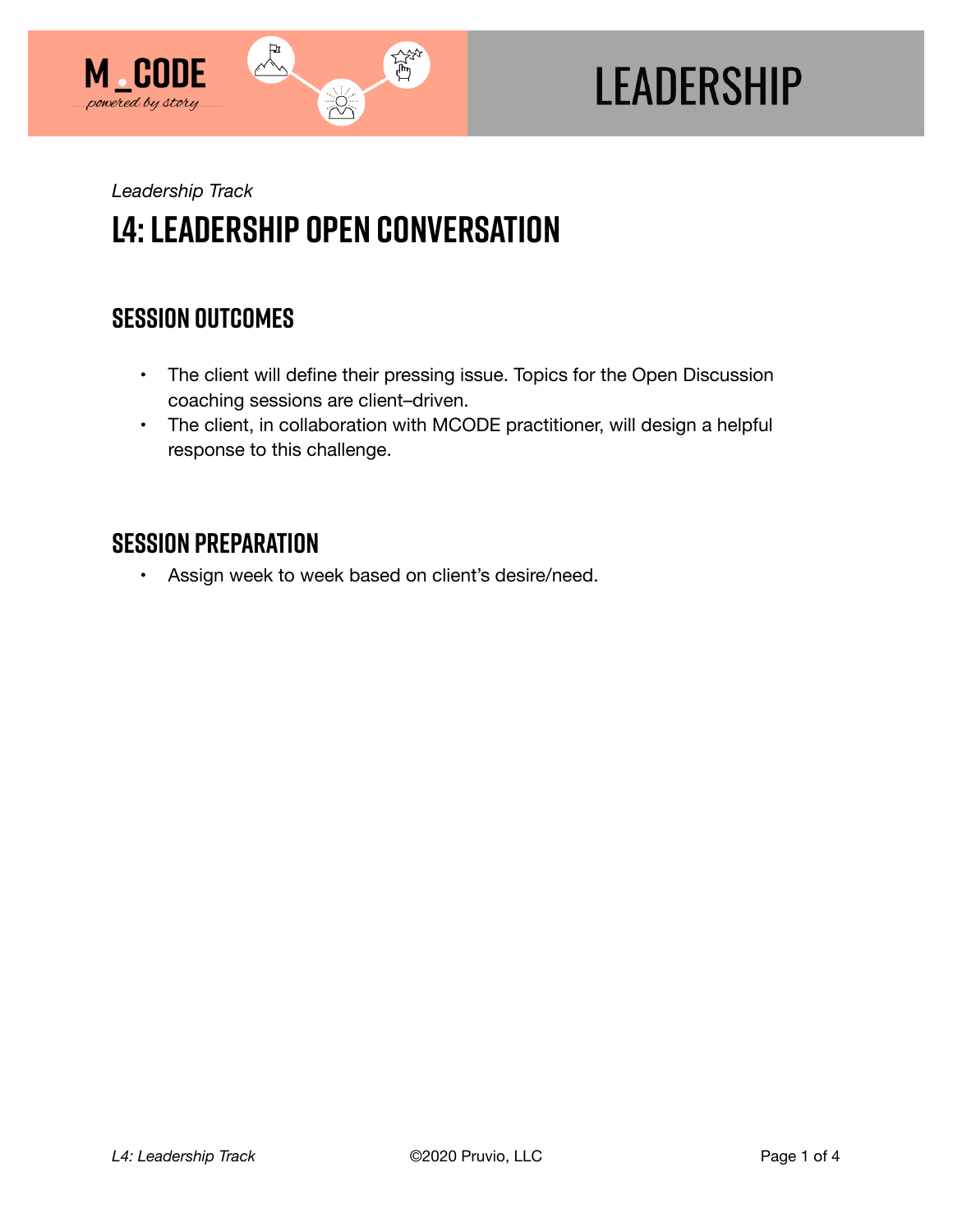*Leadership Track*

# L4: LEADERSHIP OPEN CONVERSATION

## SESSION OUTCOMES

- The client will define their pressing issue. Topics for the Open Discussion coaching sessions are client–driven.
- The client, in collaboration with MCODE practitioner, will design a helpful response to this challenge.

## SESSION PREPARATION

- Assign week to week based on client's desire/need.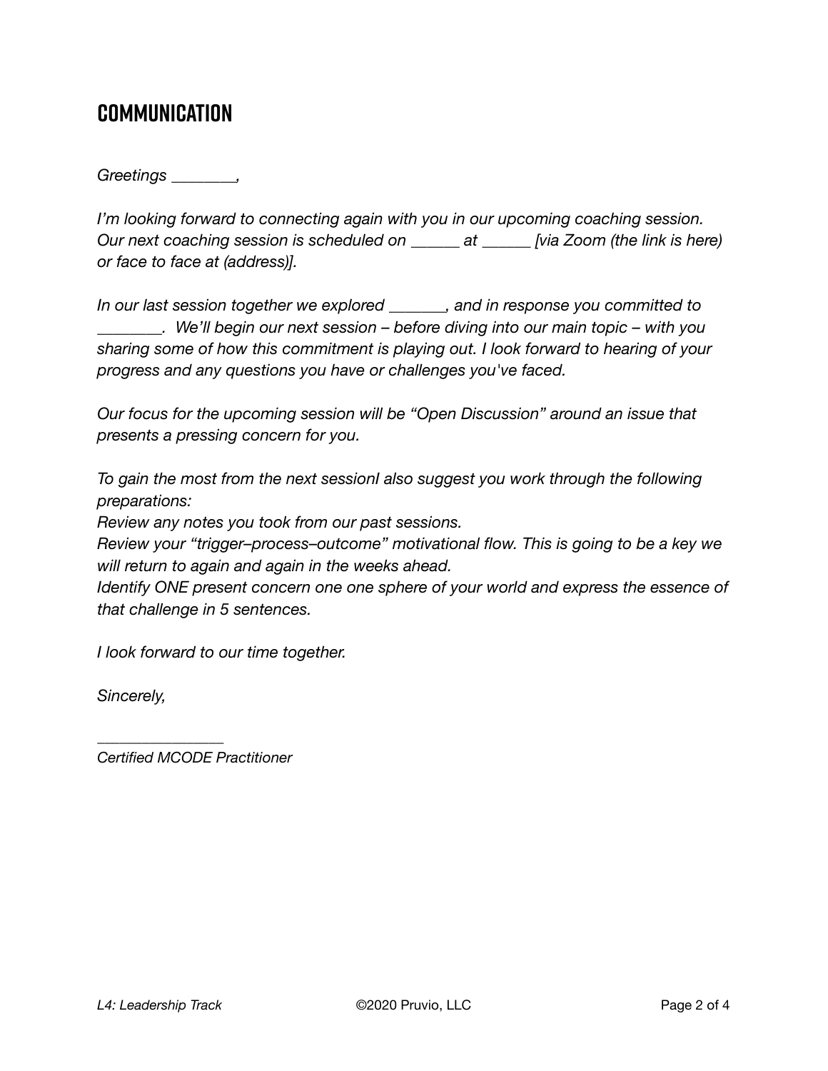# COMMUNICATION

*Greetings ________,*

*I'm looking forward to connecting again with you in our upcoming coaching session. Our next coaching session is scheduled on ______ at ______ [via Zoom (the link is here) or face to face at (address)].*

*In our last session together we explored _______, and in response you committed to ________. We'll begin our next session – before diving into our main topic – with you sharing some of how this commitment is playing out. I look forward to hearing of your progress and any questions you have or challenges you've faced.*

*Our focus for the upcoming session will be "Open Discussion" around an issue that presents a pressing concern for you.*

*To gain the most from the next sessionI also suggest you work through the following preparations:*
*Review any notes you took from our past sessions.*
*Review your "trigger–process–outcome" motivational flow. This is going to be a key we will return to again and again in the weeks ahead.*
*Identify ONE present concern one one sphere of your world and express the essence of that challenge in 5 sentences.*

*I look forward to our time together.*

*Sincerely,*

________________
*Certified MCODE Practitioner*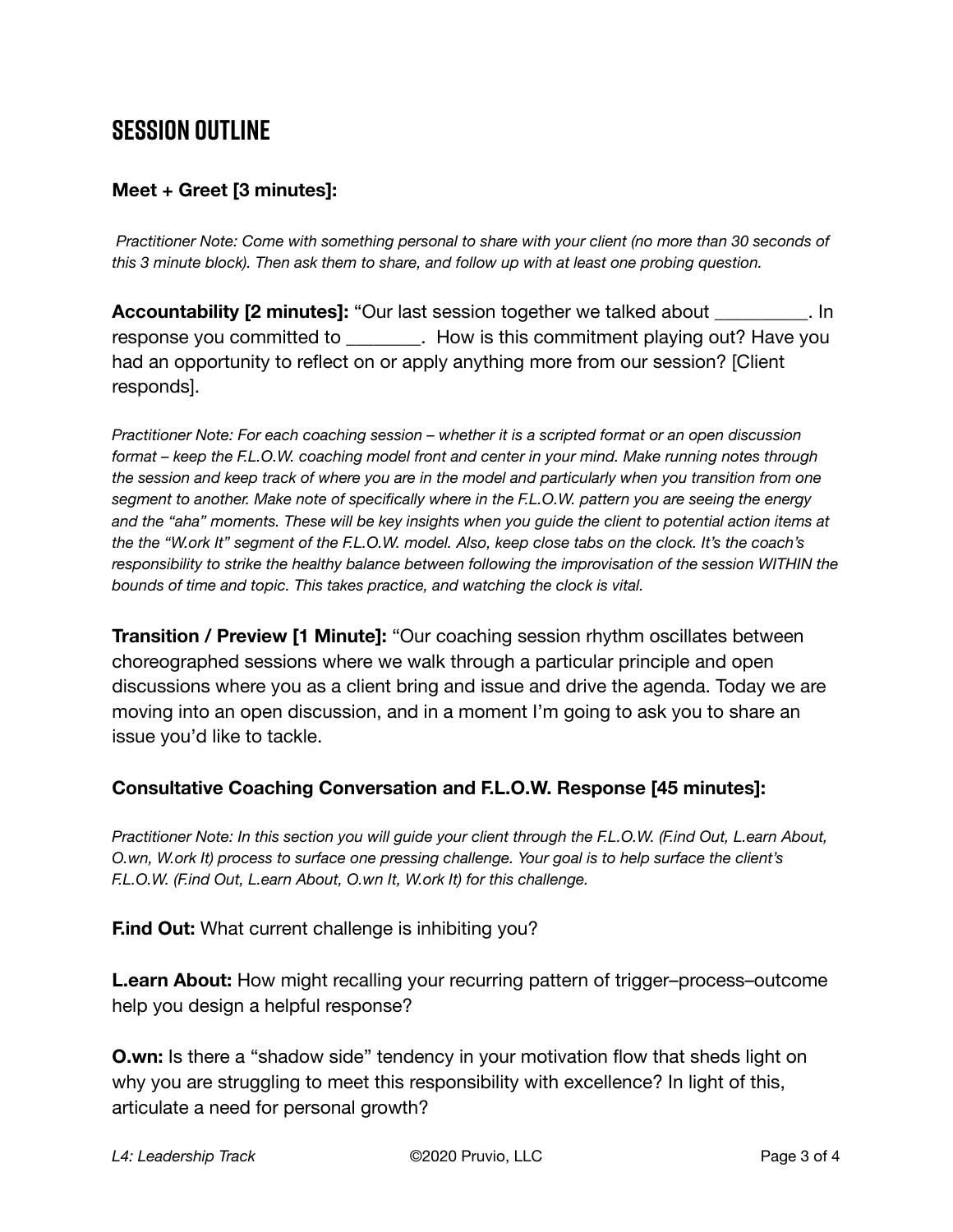## SESSION OUTLINE

**Meet + Greet [3 minutes]:**

*Practitioner Note: Come with something personal to share with your client (no more than 30 seconds of this 3 minute block). Then ask them to share, and follow up with at least one probing question.*

**Accountability [2 minutes]:** "Our last session together we talked about __________. In response you committed to ________. How is this commitment playing out? Have you had an opportunity to reflect on or apply anything more from our session? [Client responds].

*Practitioner Note: For each coaching session – whether it is a scripted format or an open discussion format – keep the F.L.O.W. coaching model front and center in your mind. Make running notes through the session and keep track of where you are in the model and particularly when you transition from one segment to another. Make note of specifically where in the F.L.O.W. pattern you are seeing the energy and the "aha" moments. These will be key insights when you guide the client to potential action items at the the "W.ork It" segment of the F.L.O.W. model. Also, keep close tabs on the clock. It's the coach's responsibility to strike the healthy balance between following the improvisation of the session WITHIN the bounds of time and topic. This takes practice, and watching the clock is vital.*

**Transition / Preview [1 Minute]:** "Our coaching session rhythm oscillates between choreographed sessions where we walk through a particular principle and open discussions where you as a client bring and issue and drive the agenda. Today we are moving into an open discussion, and in a moment I'm going to ask you to share an issue you'd like to tackle.

**Consultative Coaching Conversation and F.L.O.W. Response [45 minutes]:**

*Practitioner Note: In this section you will guide your client through the F.L.O.W. (F.ind Out, L.earn About, O.wn, W.ork It) process to surface one pressing challenge. Your goal is to help surface the client's F.L.O.W. (F.ind Out, L.earn About, O.wn It, W.ork It) for this challenge.*

**F.ind Out:** What current challenge is inhibiting you?

**L.earn About:** How might recalling your recurring pattern of trigger–process–outcome help you design a helpful response?

**O.wn:** Is there a "shadow side" tendency in your motivation flow that sheds light on why you are struggling to meet this responsibility with excellence? In light of this, articulate a need for personal growth?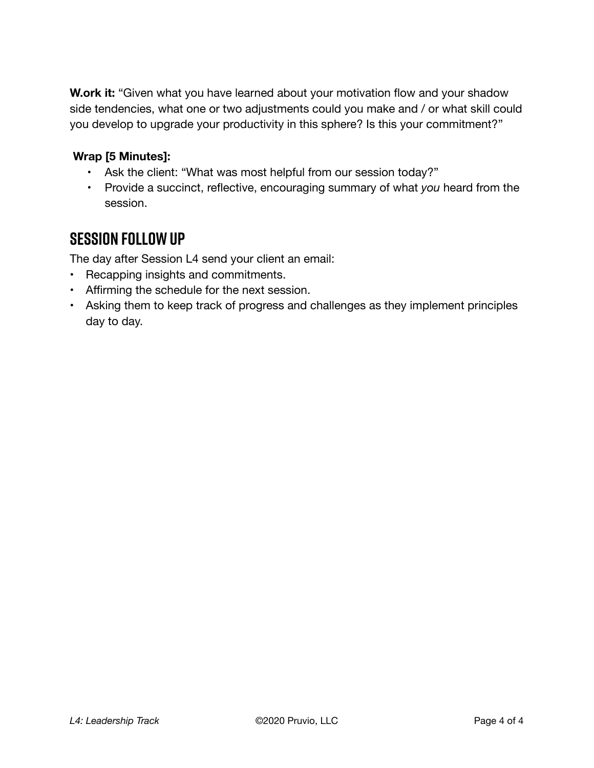**W.ork it:** "Given what you have learned about your motivation flow and your shadow side tendencies, what one or two adjustments could you make and / or what skill could you develop to upgrade your productivity in this sphere? Is this your commitment?"

**Wrap [5 Minutes]:**

- Ask the client: "What was most helpful from our session today?"
- Provide a succinct, reflective, encouraging summary of what *you* heard from the session.

## SESSION FOLLOW UP

The day after Session L4 send your client an email:

- Recapping insights and commitments.
- Affirming the schedule for the next session.
- Asking them to keep track of progress and challenges as they implement principles day to day.